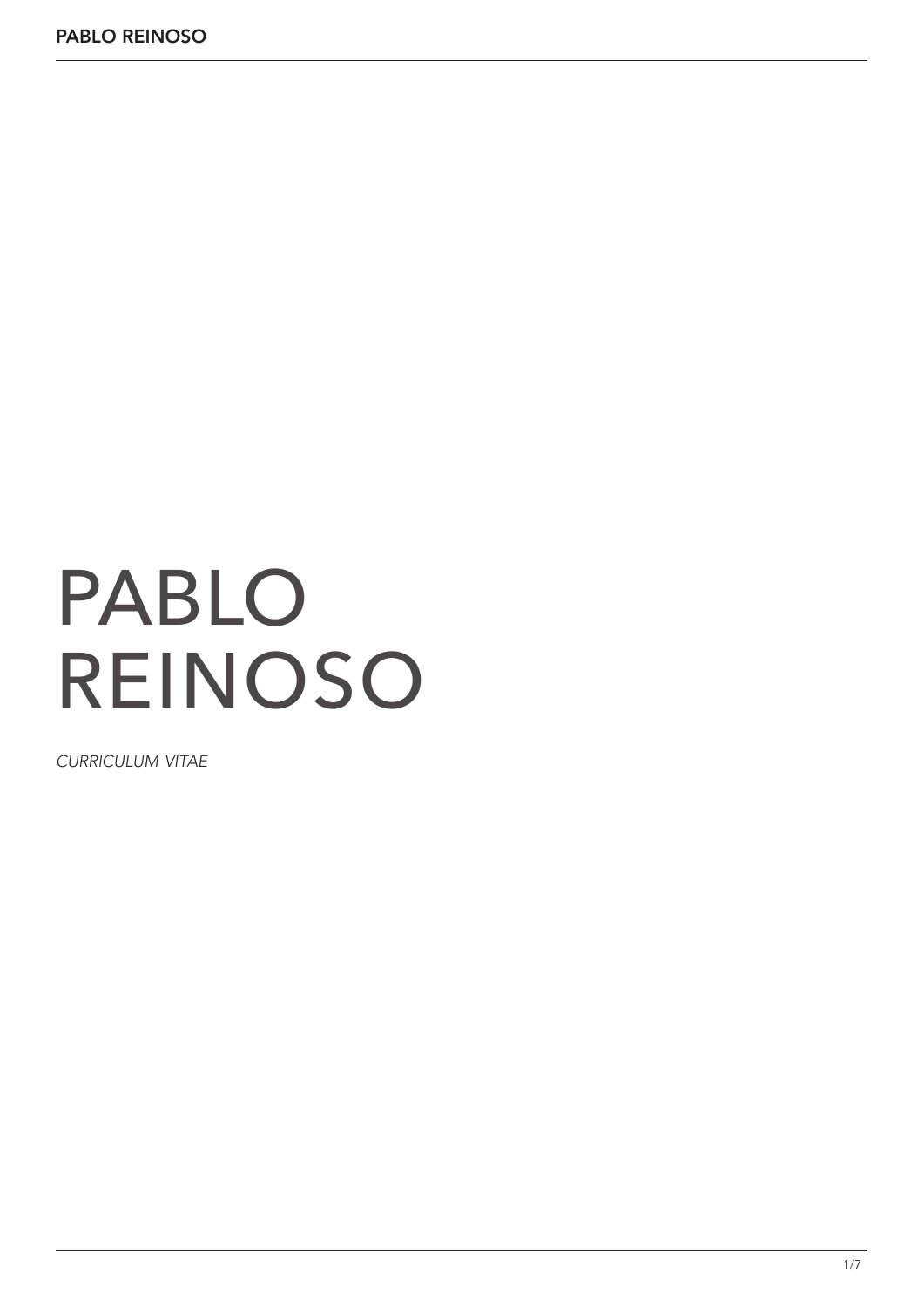# PABLO REINOSO

*CURRICULUM VITAE*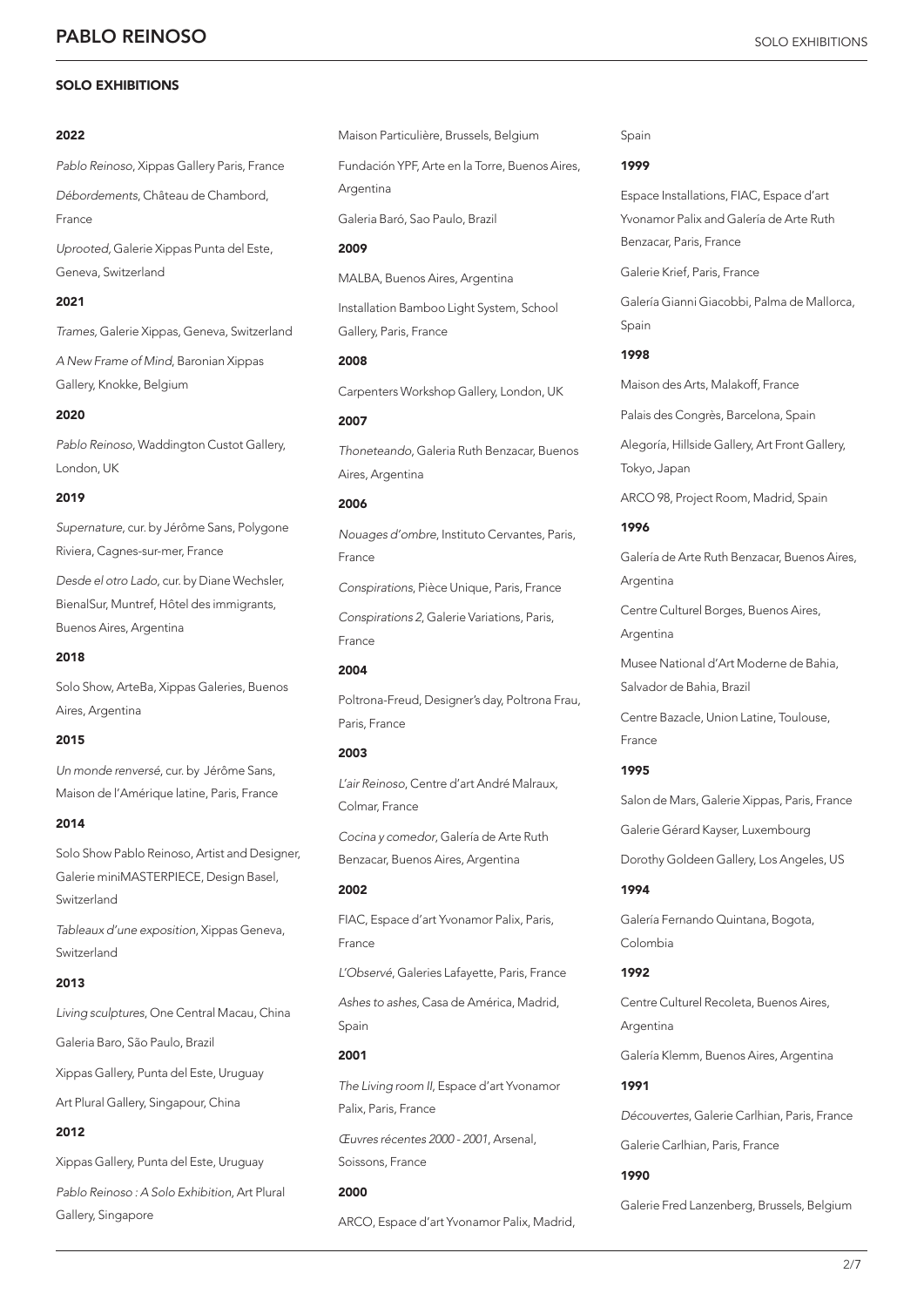## SOLO EXHIBITIONS

**2022**

*Pablo Reinoso*, Xippas Gallery Paris, France

*Débordements*, Château de Chambord, France

*Uprooted*, Galerie Xippas Punta del Este, Geneva, Switzerland

**2021**

*Trames*, Galerie Xippas, Geneva, Switzerland

*A New Frame of Mind*, Baronian Xippas Gallery, Knokke, Belgium

**2020**

*Pablo Reinoso*, Waddington Custot Gallery, London, UK

**2019**

*Supernature*, cur. by Jérôme Sans, Polygone Riviera, Cagnes-sur-mer, France

*Desde el otro Lado*, cur. by Diane Wechsler, BienalSur, Muntref, Hôtel des immigrants, Buenos Aires, Argentina

**2018**

Solo Show, ArteBa, Xippas Galeries, Buenos Aires, Argentina

**2015**

*Un monde renversé*, cur. by Jérôme Sans, Maison de l'Amérique latine, Paris, France

**2014**

Solo Show Pablo Reinoso, Artist and Designer, Galerie miniMASTERPIECE, Design Basel, Switzerland

*Tableaux d'une exposition*, Xippas Geneva, Switzerland

**2013**

*Living sculptures*, One Central Macau, China

Galeria Baro, São Paulo, Brazil

Xippas Gallery, Punta del Este, Uruguay

Art Plural Gallery, Singapour, China

**2012**

Xippas Gallery, Punta del Este, Uruguay

*Pablo Reinoso : A Solo Exhibition*, Art Plural Gallery, Singapore

Maison Particulière, Brussels, Belgium

Fundación YPF, Arte en la Torre, Buenos Aires, Argentina

Galeria Baró, Sao Paulo, Brazil

**2009**

MALBA, Buenos Aires, Argentina

Installation Bamboo Light System, School Gallery, Paris, France

**2008**

Carpenters Workshop Gallery, London, UK

**2007**

*Thoneteando*, Galeria Ruth Benzacar, Buenos Aires, Argentina

**2006**

*Nouages d'ombre*, Instituto Cervantes, Paris, France

*Conspirations*, Pièce Unique, Paris, France

*Conspirations 2*, Galerie Variations, Paris, France

**2004**

Poltrona-Freud, Designer's day, Poltrona Frau, Paris, France

**2003**

*L'air Reinoso*, Centre d'art André Malraux, Colmar, France

*Cocina y comedor*, Galería de Arte Ruth Benzacar, Buenos Aires, Argentina

**2002**

FIAC, Espace d'art Yvonamor Palix, Paris, France

*L'Observé*, Galeries Lafayette, Paris, France

*Ashes to ashes*, Casa de América, Madrid, Spain

**2001**

*The Living room II*, Espace d'art Yvonamor Palix, Paris, France

*Œuvres récentes 2000 - 2001*, Arsenal, Soissons, France

**2000**

ARCO, Espace d'art Yvonamor Palix, Madrid, Spain

**1999**

Espace Installations, FIAC, Espace d'art Yvonamor Palix and Galería de Arte Ruth Benzacar, Paris, France

Galerie Krief, Paris, France

Galería Gianni Giacobbi, Palma de Mallorca, Spain

**1998**

Maison des Arts, Malakoff, France

Palais des Congrès, Barcelona, Spain

Alegoría, Hillside Gallery, Art Front Gallery, Tokyo, Japan

ARCO 98, Project Room, Madrid, Spain

**1996**

Galería de Arte Ruth Benzacar, Buenos Aires, Argentina

Centre Culturel Borges, Buenos Aires, Argentina

Musee National d'Art Moderne de Bahia, Salvador de Bahia, Brazil

Centre Bazacle, Union Latine, Toulouse, France

**1995**

Salon de Mars, Galerie Xippas, Paris, France

Galerie Gérard Kayser, Luxembourg

Dorothy Goldeen Gallery, Los Angeles, US

**1994**

Galería Fernando Quintana, Bogota, Colombia

**1992**

Centre Culturel Recoleta, Buenos Aires, Argentina

Galería Klemm, Buenos Aires, Argentina

**1991**

*Découvertes*, Galerie Carlhian, Paris, France

Galerie Carlhian, Paris, France

**1990**

Galerie Fred Lanzenberg, Brussels, Belgium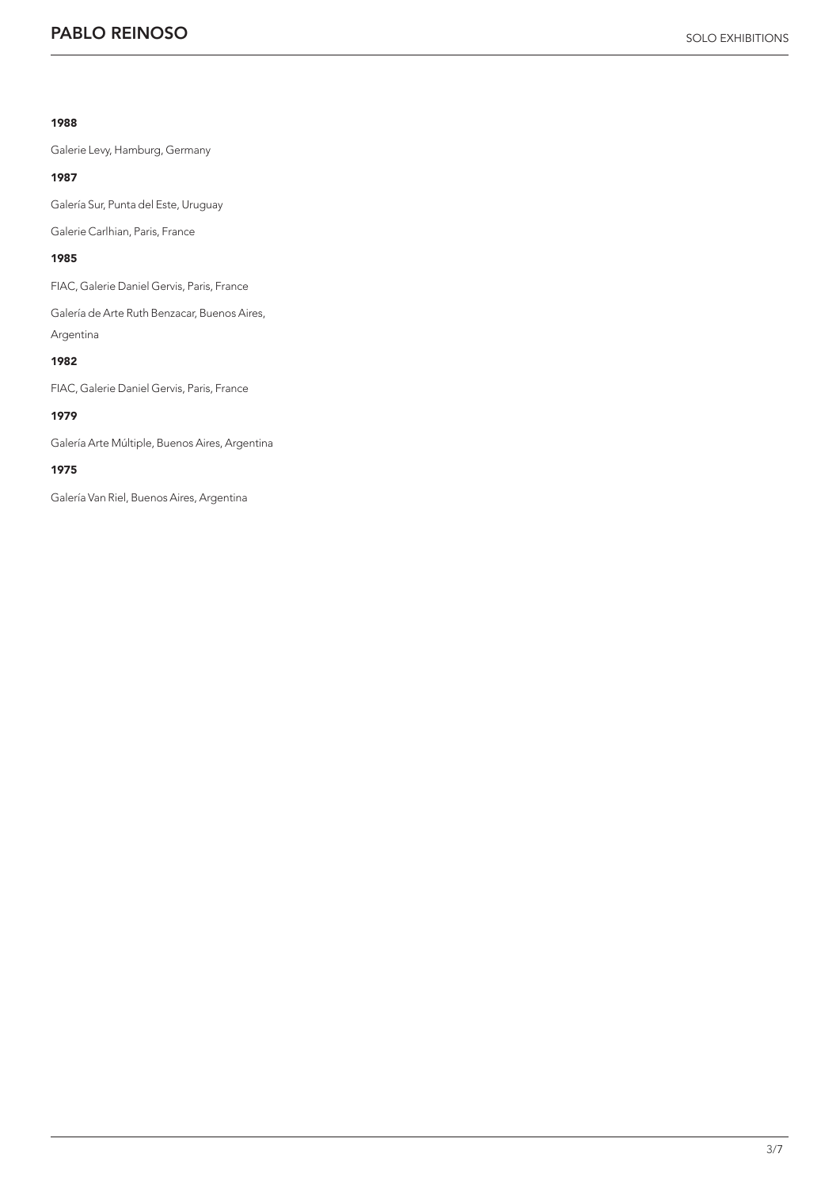**1988**

Galerie Levy, Hamburg, Germany

**1987**

Galería Sur, Punta del Este, Uruguay

Galerie Carlhian, Paris, France

**1985**

FIAC, Galerie Daniel Gervis, Paris, France

Galería de Arte Ruth Benzacar, Buenos Aires, Argentina

**1982**

FIAC, Galerie Daniel Gervis, Paris, France

**1979**

Galería Arte Múltiple, Buenos Aires, Argentina

**1975**

Galería Van Riel, Buenos Aires, Argentina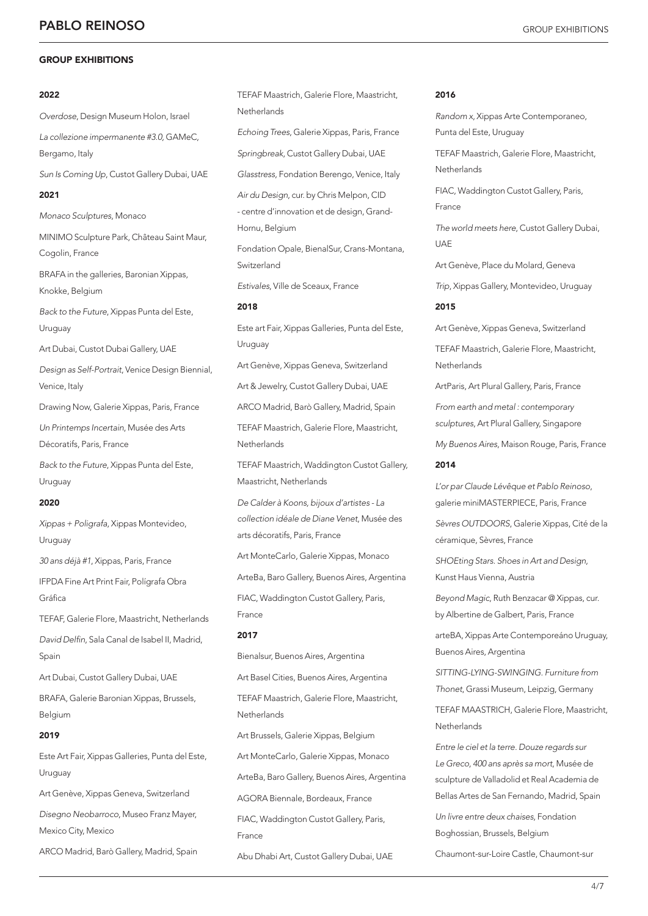## GROUP EXHIBITIONS

### 2022

*Overdose*, Design Museum Holon, Israel

*La collezione impermanente #3.0*, GAMeC, Bergamo, Italy

*Sun Is Coming Up*, Custot Gallery Dubai, UAE

### 2021

*Monaco Sculptures*, Monaco

MINIMO Sculpture Park, Château Saint Maur, Cogolin, France

BRAFA in the galleries, Baronian Xippas, Knokke, Belgium

*Back to the Future*, Xippas Punta del Este, Uruguay

Art Dubai, Custot Dubai Gallery, UAE

*Design as Self-Portrait*, Venice Design Biennial, Venice, Italy

Drawing Now, Galerie Xippas, Paris, France

*Un Printemps Incertain*, Musée des Arts Décoratifs, Paris, France

*Back to the Future*, Xippas Punta del Este, Uruguay

### 2020

*Xippas + Poligrafa*, Xippas Montevideo, Uruguay

*30 ans déjà #1*, Xippas, Paris, France

IFPDA Fine Art Print Fair, Polígrafa Obra Gráfica

TEFAF, Galerie Flore, Maastricht, Netherlands

*David Delfin*, Sala Canal de Isabel II, Madrid, Spain

Art Dubai, Custot Gallery Dubai, UAE

BRAFA, Galerie Baronian Xippas, Brussels, Belgium

### 2019

Este Art Fair, Xippas Galleries, Punta del Este, Uruguay

Art Genève, Xippas Geneva, Switzerland

*Disegno Neobarroco*, Museo Franz Mayer, Mexico City, Mexico

ARCO Madrid, Barò Gallery, Madrid, Spain

TEFAF Maastrich, Galerie Flore, Maastricht, Netherlands

*Echoing Trees*, Galerie Xippas, Paris, France

*Springbreak*, Custot Gallery Dubai, UAE

*Glasstress*, Fondation Berengo, Venice, Italy

*Air du Design*, cur. by Chris Melpon, CID - centre d'innovation et de design, Grand-Hornu, Belgium

Fondation Opale, BienalSur, Crans-Montana, Switzerland

*Estivales*, Ville de Sceaux, France

### 2018

Este art Fair, Xippas Galleries, Punta del Este, Uruguay

Art Genève, Xippas Geneva, Switzerland

Art & Jewelry, Custot Gallery Dubai, UAE

ARCO Madrid, Barò Gallery, Madrid, Spain

TEFAF Maastrich, Galerie Flore, Maastricht, Netherlands

TEFAF Maastrich, Waddington Custot Gallery, Maastricht, Netherlands

*De Calder à Koons, bijoux d'artistes - La collection idéale de Diane Venet*, Musée des arts décoratifs, Paris, France

Art MonteCarlo, Galerie Xippas, Monaco

ArteBa, Baro Gallery, Buenos Aires, Argentina

FIAC, Waddington Custot Gallery, Paris, France

### 2017

Bienalsur, Buenos Aires, Argentina

Art Basel Cities, Buenos Aires, Argentina

TEFAF Maastrich, Galerie Flore, Maastricht, Netherlands

Art Brussels, Galerie Xippas, Belgium

Art MonteCarlo, Galerie Xippas, Monaco

ArteBa, Baro Gallery, Buenos Aires, Argentina

AGORA Biennale, Bordeaux, France

FIAC, Waddington Custot Gallery, Paris, France

Abu Dhabi Art, Custot Gallery Dubai, UAE

### 2016

*Random x*, Xippas Arte Contemporaneo, Punta del Este, Uruguay

TEFAF Maastrich, Galerie Flore, Maastricht, Netherlands

FIAC, Waddington Custot Gallery, Paris, France

*The world meets here*, Custot Gallery Dubai, UAE

Art Genève, Place du Molard, Geneva

*Trip*, Xippas Gallery, Montevideo, Uruguay

### 2015

Art Genève, Xippas Geneva, Switzerland

TEFAF Maastrich, Galerie Flore, Maastricht, Netherlands

ArtParis, Art Plural Gallery, Paris, France

*From earth and metal : contemporary sculptures*, Art Plural Gallery, Singapore

*My Buenos Aires*, Maison Rouge, Paris, France

### 2014

*L'or par Claude Lévêque et Pablo Reinoso*, galerie miniMASTERPIECE, Paris, France

*Sèvres OUTDOORS*, Galerie Xippas, Cité de la céramique, Sèvres, France

*SHOEting Stars. Shoes in Art and Design*, Kunst Haus Vienna, Austria

*Beyond Magic*, Ruth Benzacar @ Xippas, cur. by Albertine de Galbert, Paris, France

arteBA, Xippas Arte Contemporeáno Uruguay, Buenos Aires, Argentina

*SITTING-LYING-SWINGING. Furniture from Thonet*, Grassi Museum, Leipzig, Germany

TEFAF MAASTRICH, Galerie Flore, Maastricht, Netherlands

*Entre le ciel et la terre. Douze regards sur Le Greco, 400 ans après sa mort*, Musée de sculpture de Valladolid et Real Academia de Bellas Artes de San Fernando, Madrid, Spain

*Un livre entre deux chaises*, Fondation Boghossian, Brussels, Belgium

Chaumont-sur-Loire Castle, Chaumont-sur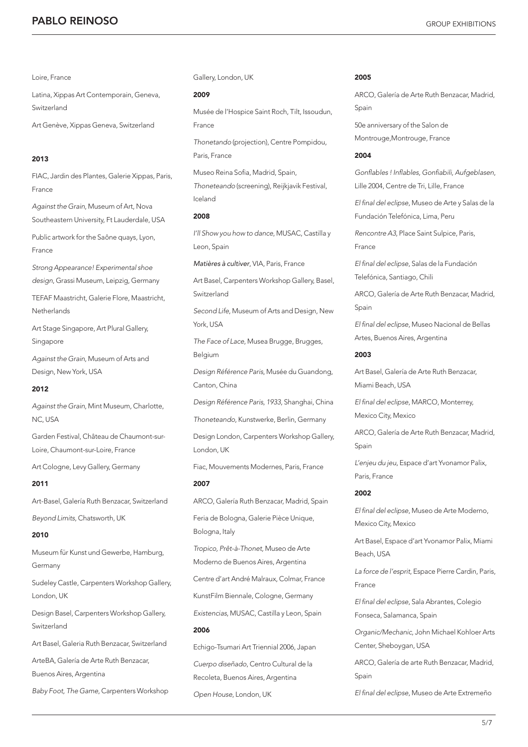Loire, France

Latina, Xippas Art Contemporain, Geneva, Switzerland

Art Genève, Xippas Geneva, Switzerland

**2013**

FIAC, Jardin des Plantes, Galerie Xippas, Paris, France

*Against the Grain*, Museum of Art, Nova Southeastern University, Ft Lauderdale, USA

Public artwork for the Saône quays, Lyon, France

*Strong Appearance! Experimental shoe design*, Grassi Museum, Leipzig, Germany

TEFAF Maastricht, Galerie Flore, Maastricht, Netherlands

Art Stage Singapore, Art Plural Gallery, Singapore

*Against the Grain*, Museum of Arts and Design, New York, USA

**2012**

*Against the Grain*, Mint Museum, Charlotte, NC, USA

Garden Festival, Château de Chaumont-sur-Loire, Chaumont-sur-Loire, France

Art Cologne, Levy Gallery, Germany

**2011**

Art-Basel, Galería Ruth Benzacar, Switzerland

*Beyond Limits*, Chatsworth, UK

**2010**

Museum für Kunst und Gewerbe, Hamburg, Germany

Sudeley Castle, Carpenters Workshop Gallery, London, UK

Design Basel, Carpenters Workshop Gallery, Switzerland

Art Basel, Galeria Ruth Benzacar, Switzerland

ArteBA, Galería de Arte Ruth Benzacar, Buenos Aires, Argentina

*Baby Foot, The Game*, Carpenters Workshop Gallery, London, UK

**2009**

Musée de l'Hospice Saint Roch, Tilt, Issoudun, France

*Thonetando* (projection), Centre Pompidou, Paris, France

Museo Reina Sofia, Madrid, Spain, *Thoneteando* (screening), Reijkjavik Festival, Iceland

**2008**

*I'll Show you how to dance*, MUSAC, Castilla y Leon, Spain

*Matières à cultiver*, VIA, Paris, France

Art Basel, Carpenters Workshop Gallery, Basel, Switzerland

*Second Life*, Museum of Arts and Design, New York, USA

*The Face of Lace*, Musea Brugge, Brugges, Belgium

*Design Référence Paris*, Musée du Guandong, Canton, China

*Design Référence Paris, 1933*, Shanghai, China

*Thoneteando*, Kunstwerke, Berlin, Germany

Design London, Carpenters Workshop Gallery, London, UK

Fiac, Mouvements Modernes, Paris, France

**2007**

ARCO, Galería Ruth Benzacar, Madrid, Spain

Feria de Bologna, Galerie Pièce Unique, Bologna, Italy

*Tropico, Prêt-à-Thonet*, Museo de Arte Moderno de Buenos Aires, Argentina

Centre d'art André Malraux, Colmar, France

KunstFilm Biennale, Cologne, Germany

*Existencias*, MUSAC, Castilla y Leon, Spain

**2006**

Echigo-Tsumari Art Triennial 2006, Japan

*Cuerpo diseñado*, Centro Cultural de la Recoleta, Buenos Aires, Argentina

*Open House*, London, UK

**2005**

ARCO, Galería de Arte Ruth Benzacar, Madrid, Spain

50e anniversary of the Salon de Montrouge,Montrouge, France

**2004**

*Gonflables ! Inflables, Gonfiabili, Aufgeblasen*, Lille 2004, Centre de Tri, Lille, France

*El final del eclipse*, Museo de Arte y Salas de la Fundación Telefónica, Lima, Peru

*Rencontre A3*, Place Saint Sulpice, Paris, France

*El final del eclipse*, Salas de la Fundación Telefónica, Santiago, Chili

ARCO, Galería de Arte Ruth Benzacar, Madrid, Spain

*El final del eclipse*, Museo Nacional de Bellas Artes, Buenos Aires, Argentina

**2003**

Art Basel, Galería de Arte Ruth Benzacar, Miami Beach, USA

*El final del eclipse*, MARCO, Monterrey, Mexico City, Mexico

ARCO, Galería de Arte Ruth Benzacar, Madrid, Spain

*L'enjeu du jeu*, Espace d'art Yvonamor Palix, Paris, France

**2002**

*El final del eclipse*, Museo de Arte Moderno, Mexico City, Mexico

Art Basel, Espace d'art Yvonamor Palix, Miami Beach, USA

*La force de l'esprit*, Espace Pierre Cardin, Paris, France

*El final del eclipse*, Sala Abrantes, Colegio Fonseca, Salamanca, Spain

*Organic/Mechanic*, John Michael Kohloer Arts Center, Sheboygan, USA

ARCO, Galería de arte Ruth Benzacar, Madrid, Spain

*El final del eclipse*, Museo de Arte Extremeño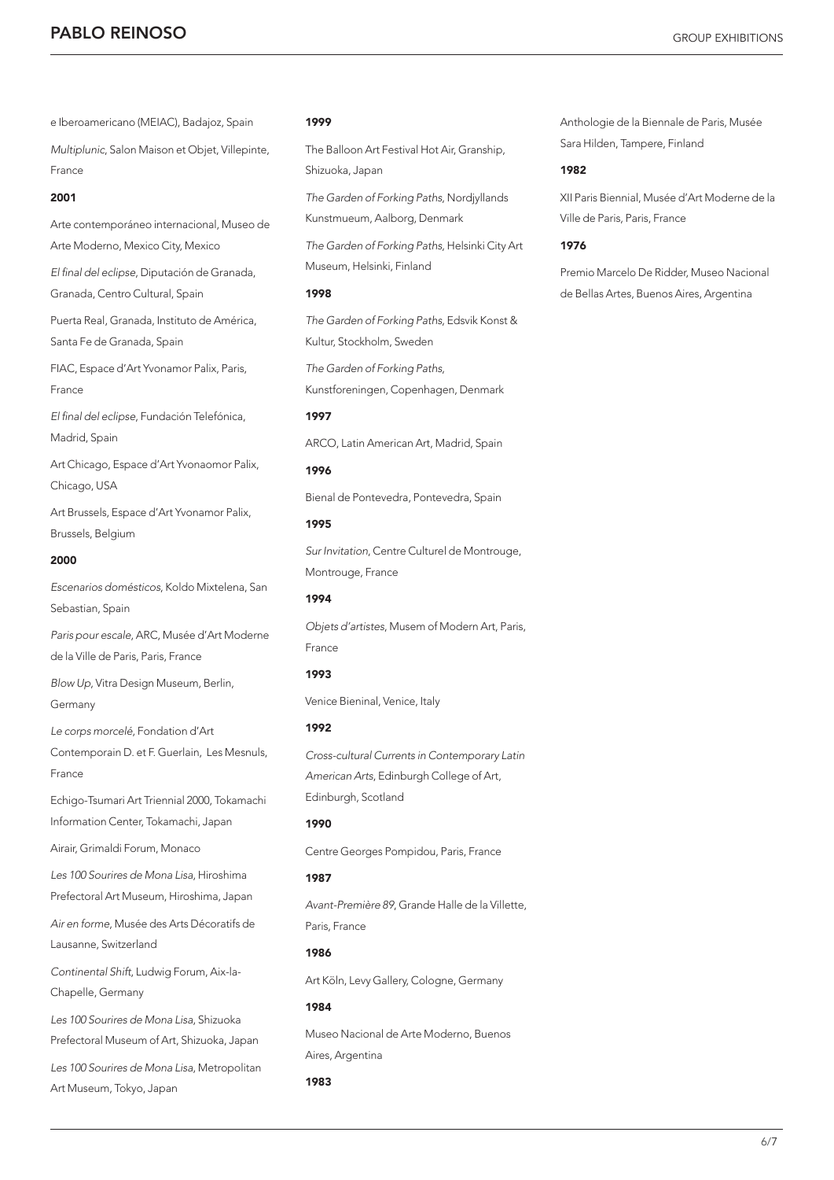e Iberoamericano (MEIAC), Badajoz, Spain

*Multiplunic*, Salon Maison et Objet, Villepinte, France

**2001**

Arte contemporáneo internacional, Museo de Arte Moderno, Mexico City, Mexico

*El final del eclipse*, Diputación de Granada, Granada, Centro Cultural, Spain

Puerta Real, Granada, Instituto de América, Santa Fe de Granada, Spain

FIAC, Espace d'Art Yvonamor Palix, Paris, France

*El final del eclipse*, Fundación Telefónica, Madrid, Spain

Art Chicago, Espace d'Art Yvonaomor Palix, Chicago, USA

Art Brussels, Espace d'Art Yvonamor Palix, Brussels, Belgium

**2000**

*Escenarios domésticos*, Koldo Mixtelena, San Sebastian, Spain

*Paris pour escale*, ARC, Musée d'Art Moderne de la Ville de Paris, Paris, France

*Blow Up*, Vitra Design Museum, Berlin, Germany

*Le corps morcelé*, Fondation d'Art Contemporain D. et F. Guerlain, Les Mesnuls, France

Echigo-Tsumari Art Triennial 2000, Tokamachi Information Center, Tokamachi, Japan

Airair, Grimaldi Forum, Monaco

*Les 100 Sourires de Mona Lisa*, Hiroshima Prefectoral Art Museum, Hiroshima, Japan

*Air en forme*, Musée des Arts Décoratifs de Lausanne, Switzerland

*Continental Shift*, Ludwig Forum, Aix-la-Chapelle, Germany

*Les 100 Sourires de Mona Lisa*, Shizuoka Prefectoral Museum of Art, Shizuoka, Japan

*Les 100 Sourires de Mona Lisa*, Metropolitan Art Museum, Tokyo, Japan

**1999**

The Balloon Art Festival Hot Air, Granship, Shizuoka, Japan

*The Garden of Forking Paths*, Nordjyllands Kunstmueum, Aalborg, Denmark

*The Garden of Forking Paths*, Helsinki City Art Museum, Helsinki, Finland

**1998**

*The Garden of Forking Paths*, Edsvik Konst & Kultur, Stockholm, Sweden

*The Garden of Forking Paths*, Kunstforeningen, Copenhagen, Denmark

**1997**

ARCO, Latin American Art, Madrid, Spain

**1996**

Bienal de Pontevedra, Pontevedra, Spain

**1995**

*Sur Invitation*, Centre Culturel de Montrouge, Montrouge, France

**1994**

*Objets d'artistes*, Musem of Modern Art, Paris, France

**1993**

Venice Bieninal, Venice, Italy

**1992**

*Cross-cultural Currents in Contemporary Latin American Arts*, Edinburgh College of Art, Edinburgh, Scotland

**1990**

Centre Georges Pompidou, Paris, France

**1987**

*Avant-Première 89*, Grande Halle de la Villette, Paris, France

**1986**

Art Köln, Levy Gallery, Cologne, Germany

**1984**

Museo Nacional de Arte Moderno, Buenos Aires, Argentina

**1983**

Anthologie de la Biennale de Paris, Musée Sara Hilden, Tampere, Finland

**1982**

XII Paris Biennial, Musée d'Art Moderne de la Ville de Paris, Paris, France

**1976**

Premio Marcelo De Ridder, Museo Nacional de Bellas Artes, Buenos Aires, Argentina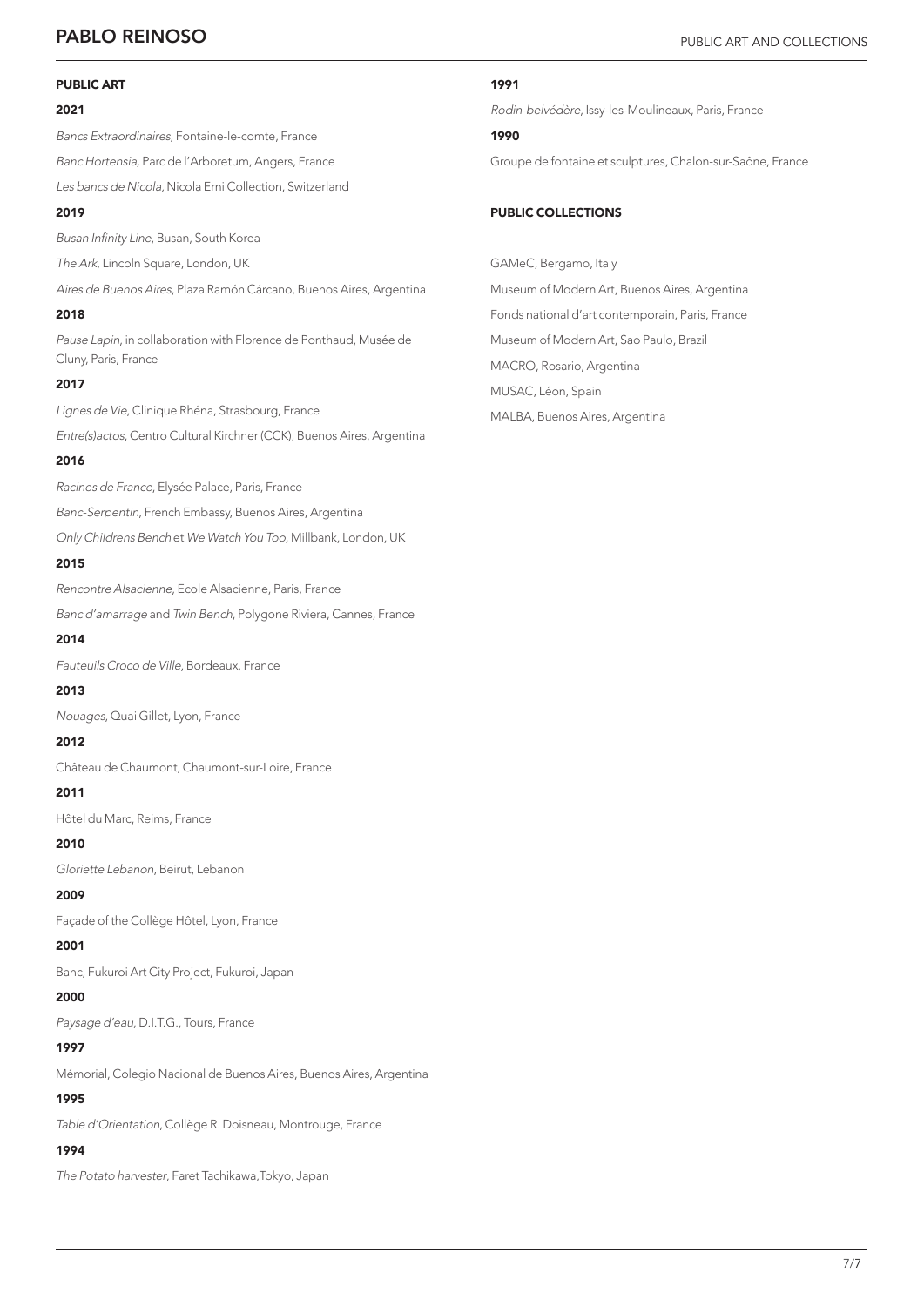## PUBLIC ART

**2021**

*Bancs Extraordinaires,* Fontaine-le-comte, France

*Banc Hortensia,* Parc de l'Arboretum, Angers, France

*Les bancs de Nicola,* Nicola Erni Collection, Switzerland

**2019**

*Busan Infinity Line,* Busan, South Korea

*The Ark,* Lincoln Square, London, UK

*Aires de Buenos Aires*, Plaza Ramón Cárcano, Buenos Aires, Argentina

**2018**

*Pause Lapin*, in collaboration with Florence de Ponthaud, Musée de Cluny, Paris, France

**2017**

*Lignes de Vie*, Clinique Rhéna, Strasbourg, France

*Entre(s)actos*, Centro Cultural Kirchner (CCK), Buenos Aires, Argentina

**2016**

*Racines de France*, Elysée Palace, Paris, France

*Banc-Serpentin,* French Embassy, Buenos Aires, Argentina

*Only Childrens Bench* et *We Watch You Too*, Millbank, London, UK

**2015**

*Rencontre Alsacienne*, Ecole Alsacienne, Paris, France

*Banc d'amarrage* and *Twin Bench*, Polygone Riviera, Cannes, France

**2014**

*Fauteuils Croco de Ville,* Bordeaux, France

**2013**

*Nouages,* Quai Gillet, Lyon, France

**2012**

Château de Chaumont, Chaumont-sur-Loire, France

**2011**

Hôtel du Marc, Reims, France

**2010**

*Gloriette Lebanon*, Beirut, Lebanon

**2009**

Façade of the Collège Hôtel, Lyon, France

**2001**

Banc, Fukuroi Art City Project, Fukuroi, Japan

**2000**

*Paysage d'eau*, D.I.T.G., Tours, France

**1997**

Mémorial, Colegio Nacional de Buenos Aires, Buenos Aires, Argentina

**1995**

*Table d'Orientation*, Collège R. Doisneau, Montrouge, France

**1994**

*The Potato harvester*, Faret Tachikawa,Tokyo, Japan

**1991**

*Rodin-belvédère*, Issy-les-Moulineaux, Paris, France

**1990**

Groupe de fontaine et sculptures, Chalon-sur-Saône, France

## PUBLIC COLLECTIONS

GAMeC, Bergamo, Italy

Museum of Modern Art, Buenos Aires, Argentina

Fonds national d'art contemporain, Paris, France

Museum of Modern Art, Sao Paulo, Brazil

MACRO, Rosario, Argentina

MUSAC, Léon, Spain

MALBA, Buenos Aires, Argentina